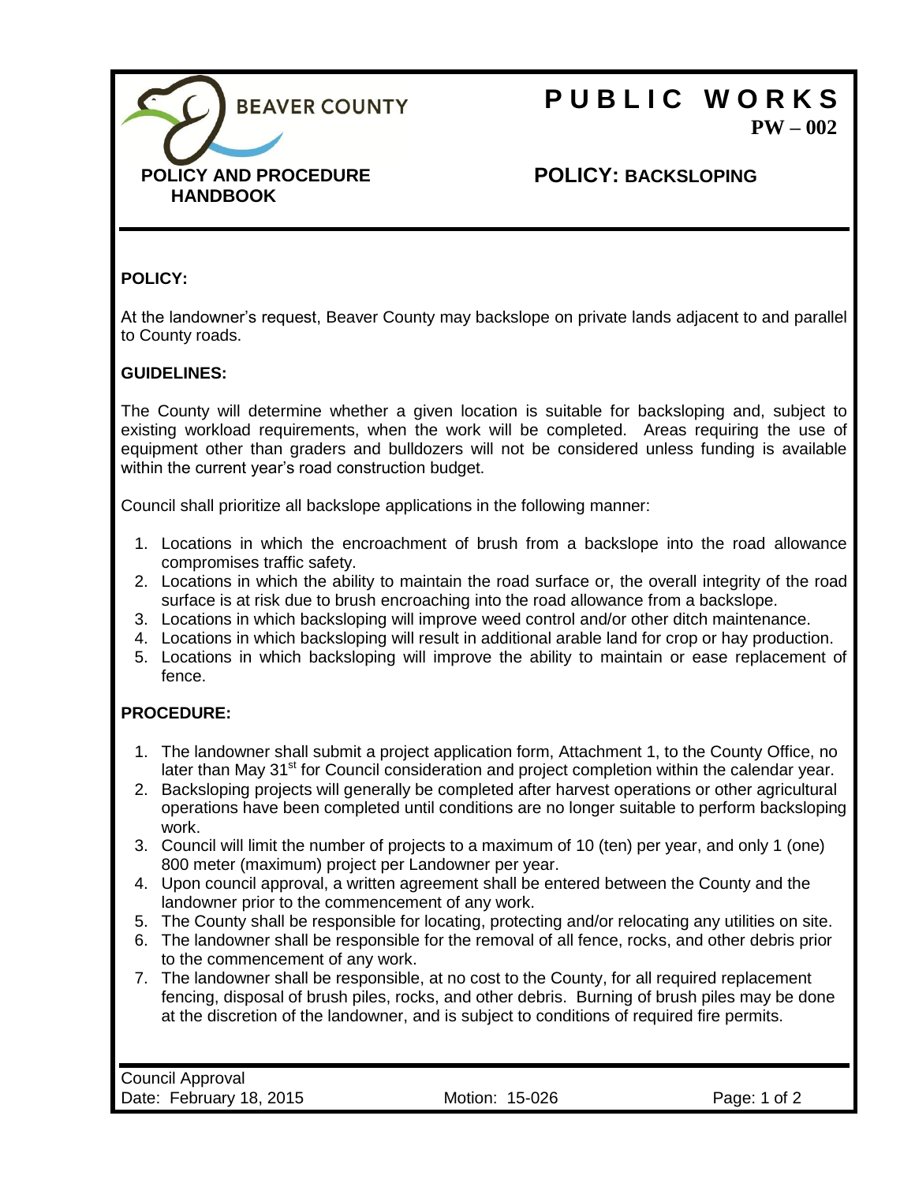**BEAVER COUNTY**

**POLICY AND PROCEDURE HANDBOOK**

# PUBLIC WORKS

**PW – 002**

## POLICY: BACKSLOPING

### POLICY:

At the landowner's request, Beaver County may backslope on private lands adjacent to and parallel to County roads.

### GUIDELINES:

The County will determine whether a given location is suitable for backsloping and, subject to existing workload requirements, when the work will be completed. Areas requiring the use of equipment other than graders and bulldozers will not be considered unless funding is available within the current year's road construction budget.

Council shall prioritize all backslope applications in the following manner:

1. Locations in which the encroachment of brush from a backslope into the road allowance compromises traffic safety.
2. Locations in which the ability to maintain the road surface or, the overall integrity of the road surface is at risk due to brush encroaching into the road allowance from a backslope.
3. Locations in which backsloping will improve weed control and/or other ditch maintenance.
4. Locations in which backsloping will result in additional arable land for crop or hay production.
5. Locations in which backsloping will improve the ability to maintain or ease replacement of fence.

### PROCEDURE:

1. The landowner shall submit a project application form, Attachment 1, to the County Office, no later than May 31st for Council consideration and project completion within the calendar year.
2. Backsloping projects will generally be completed after harvest operations or other agricultural operations have been completed until conditions are no longer suitable to perform backsloping work.
3. Council will limit the number of projects to a maximum of 10 (ten) per year, and only 1 (one) 800 meter (maximum) project per Landowner per year.
4. Upon council approval, a written agreement shall be entered between the County and the landowner prior to the commencement of any work.
5. The County shall be responsible for locating, protecting and/or relocating any utilities on site.
6. The landowner shall be responsible for the removal of all fence, rocks, and other debris prior to the commencement of any work.
7. The landowner shall be responsible, at no cost to the County, for all required replacement fencing, disposal of brush piles, rocks, and other debris. Burning of brush piles may be done at the discretion of the landowner, and is subject to conditions of required fire permits.

Council Approval
Date: February 18, 2015 | Motion: 15-026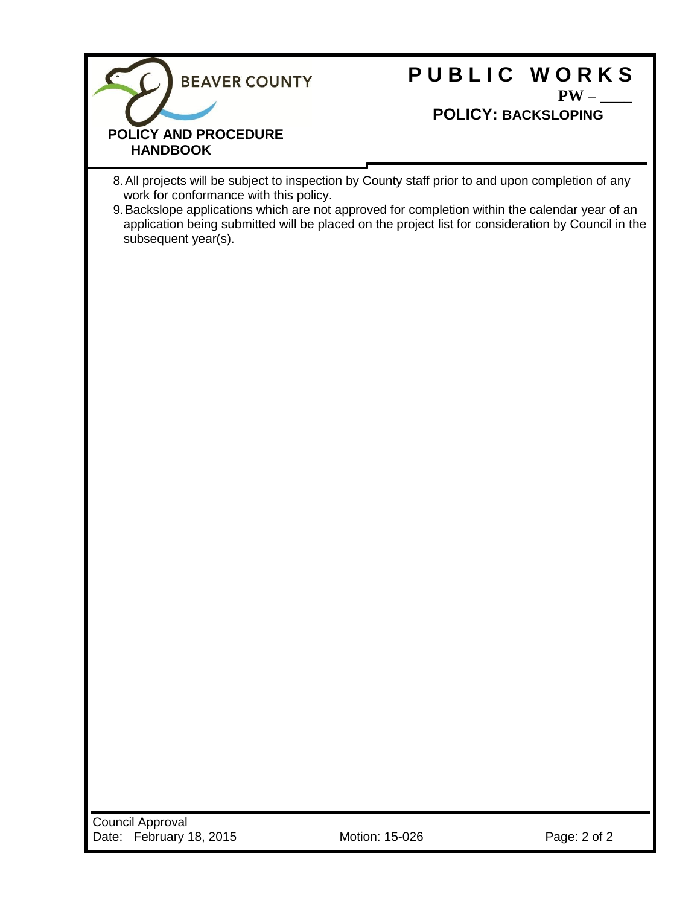8. All projects will be subject to inspection by County staff prior to and upon completion of any work for conformance with this policy.
9. Backslope applications which are not approved for completion within the calendar year of an application being submitted will be placed on the project list for consideration by Council in the subsequent year(s).